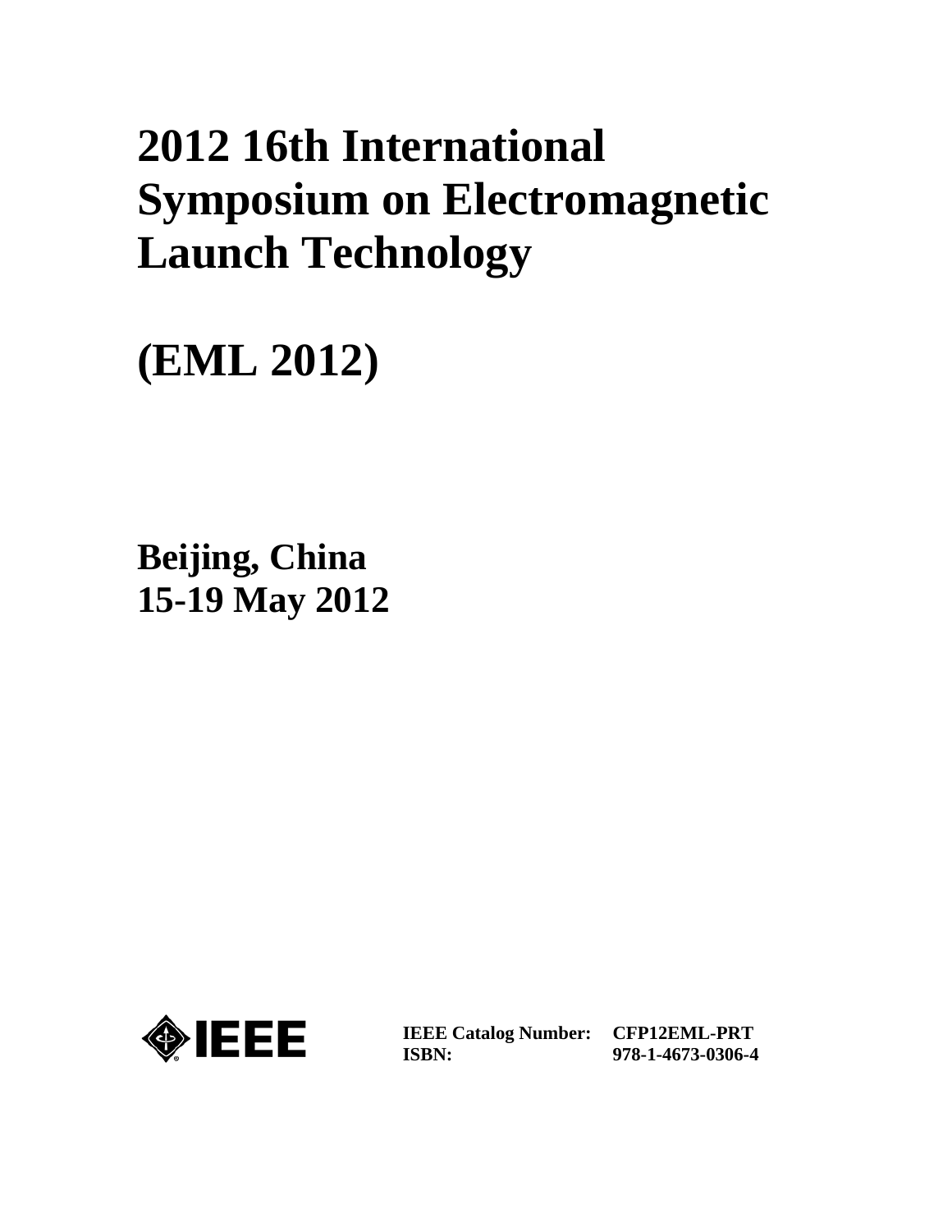# 2012 16th International Symposium on Electromagnetic Launch Technology

# (EML 2012)

**Beijing, China**
**15-19 May 2012**

IEEE

| | |
|---|---|
| **IEEE Catalog Number:** | **CFP12EML-PRT** |
| **ISBN:** | **978-1-4673-0306-4** |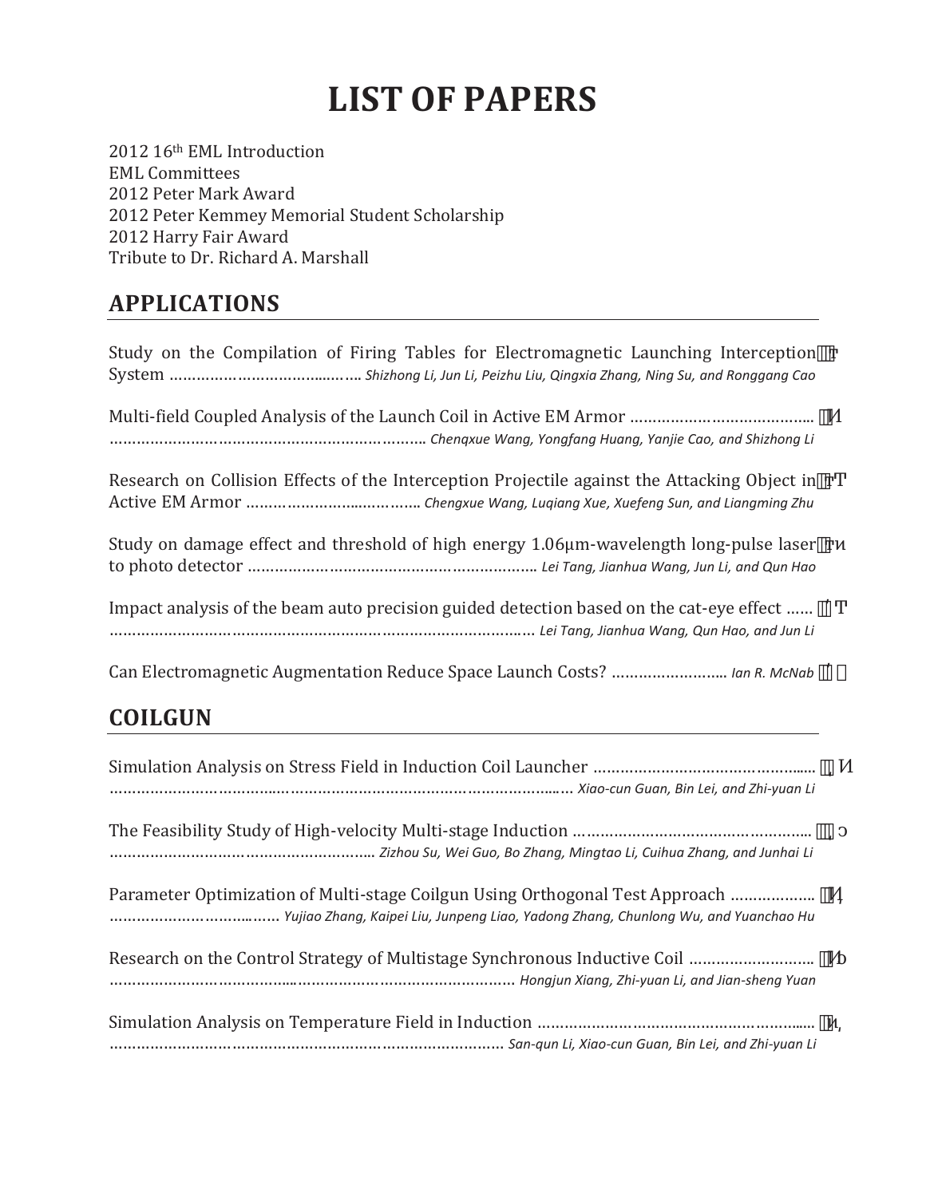# LIST OF PAPERS

2012 16th EML Introduction
EML Committees
2012 Peter Mark Award
2012 Peter Kemmey Memorial Student Scholarship
2012 Harry Fair Award
Tribute to Dr. Richard A. Marshall

## APPLICATIONS

Study on the Compilation of Firing Tables for Electromagnetic Launching Interception System ……………………………..…….. *Shizhong Li, Jun Li, Peizhu Liu, Qingxia Zhang, Ning Su, and Ronggang Cao*

Multi-field Coupled Analysis of the Launch Coil in Active EM Armor ………………………………….. ………………………………………………………………. *Chenqxue Wang, Yongfang Huang, Yanjie Cao, and Shizhong Li*

Research on Collision Effects of the Interception Projectile against the Attacking Object in Active EM Armor …………………..…………. *Chengxue Wang, Luqiang Xue, Xuefeng Sun, and Liangming Zhu*

Study on damage effect and threshold of high energy 1.06μm-wavelength long-pulse laser to photo detector ……………………………………………………….. *Lei Tang, Jianhua Wang, Jun Li, and Qun Hao*

Impact analysis of the beam auto precision guided detection based on the cat-eye effect …… ………………………………………………………………………………… *Lei Tang, Jianhua Wang, Qun Hao, and Jun Li*

Can Electromagnetic Augmentation Reduce Space Launch Costs? …………………….. *Ian R. McNab*

## COILGUN

Simulation Analysis on Stress Field in Induction Coil Launcher ……………………………………..... …………………………..…………………………………………………..… *Xiao-cun Guan, Bin Lei, and Zhi-yuan Li*

The Feasibility Study of High-velocity Multi-stage Induction …………………………………………... ………………………………………………….. *Zizhou Su, Wei Guo, Bo Zhang, Mingtao Li, Cuihua Zhang, and Junhai Li*

Parameter Optimization of Multi-stage Coilgun Using Orthogonal Test Approach ……………….. ……………………..……. *Yujiao Zhang, Kaipei Liu, Junpeng Liao, Yadong Zhang, Chunlong Wu, and Yuanchao Hu*

Research on the Control Strategy of Multistage Synchronous Inductive Coil ……………………... ……………………………....…………………………………… *Hongjun Xiang, Zhi-yuan Li, and Jian-sheng Yuan*

Simulation Analysis on Temperature Field in Induction …………………………………………….….. …………………………………………………………………… *San-qun Li, Xiao-cun Guan, Bin Lei, and Zhi-yuan Li*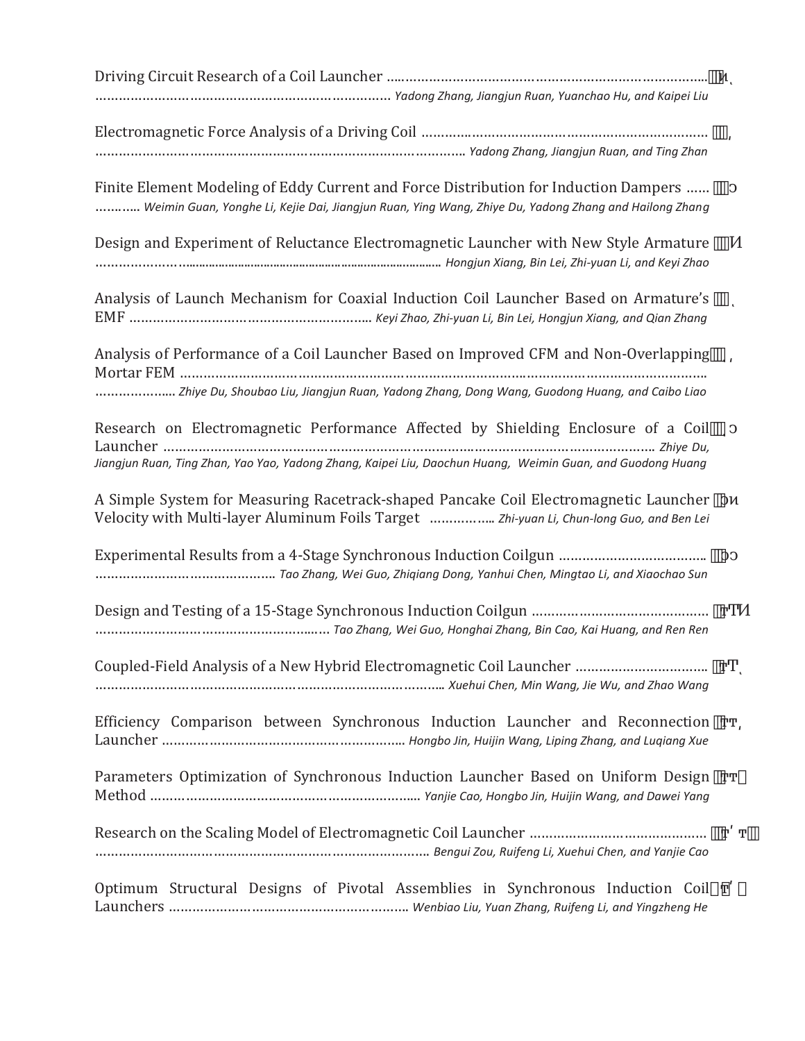Driving Circuit Research of a Coil Launcher ....................................................................................

........................................................................ *Yadong Zhang, Jiangjun Ruan, Yuanchao Hu, and Kaipei Liu*

Electromagnetic Force Analysis of a Driving Coil ..................................................................

.................................................................................................. *Yadong Zhang, Jiangjun Ruan, and Ting Zhan*

Finite Element Modeling of Eddy Current and Force Distribution for Induction Dampers ......

............ *Weimin Guan, Yonghe Li, Kejie Dai, Jiangjun Ruan, Ying Wang, Zhiye Du, Yadong Zhang and Hailong Zhang*

Design and Experiment of Reluctance Electromagnetic Launcher with New Style Armature

...................................................................................................... *Hongjun Xiang, Bin Lei, Zhi-yuan Li, and Keyi Zhao*

Analysis of Launch Mechanism for Coaxial Induction Coil Launcher Based on Armature's EMF ............................................................. *Keyi Zhao, Zhi-yuan Li, Bin Lei, Hongjun Xiang, and Qian Zhang*

Analysis of Performance of a Coil Launcher Based on Improved CFM and Non-Overlapping Mortar FEM ..............................................................................................................................

..................... *Zhiye Du, Shoubao Liu, Jiangjun Ruan, Yadong Zhang, Dong Wang, Guodong Huang, and Caibo Liao*

Research on Electromagnetic Performance Affected by Shielding Enclosure of a Coil Launcher .............................................................................................................................. *Zhiye Du, Jiangjun Ruan, Ting Zhan, Yao Yao, Yadong Zhang, Kaipei Liu, Daochun Huang, Weimin Guan, and Guodong Huang*

A Simple System for Measuring Racetrack-shaped Pancake Coil Electromagnetic Launcher Velocity with Multi-layer Aluminum Foils Target ................ *Zhi-yuan Li, Chun-long Guo, and Ben Lei*

Experimental Results from a 4-Stage Synchronous Induction Coilgun ....................................

............................................. *Tao Zhang, Wei Guo, Zhiqiang Dong, Yanhui Chen, Mingtao Li, and Xiaochao Sun*

Design and Testing of a 15-Stage Synchronous Induction Coilgun ..........................................

........................................................... *Tao Zhang, Wei Guo, Honghai Zhang, Bin Cao, Kai Huang, and Ren Ren*

Coupled-Field Analysis of a New Hybrid Electromagnetic Coil Launcher ................................

................................................................................... *Xuehui Chen, Min Wang, Jie Wu, and Zhao Wang*

Efficiency Comparison between Synchronous Induction Launcher and Reconnection Launcher ............................................................. *Hongbo Jin, Huijin Wang, Liping Zhang, and Luqiang Xue*

Parameters Optimization of Synchronous Induction Launcher Based on Uniform Design Method ................................................................. *Yanjie Cao, Hongbo Jin, Huijin Wang, and Dawei Yang*

Research on the Scaling Model of Electromagnetic Coil Launcher ..........................................

............................................................................... *Bengui Zou, Ruifeng Li, Xuehui Chen, and Yanjie Cao*

Optimum Structural Designs of Pivotal Assemblies in Synchronous Induction Coil Launchers ........................................................... *Wenbiao Liu, Yuan Zhang, Ruifeng Li, and Yingzheng He*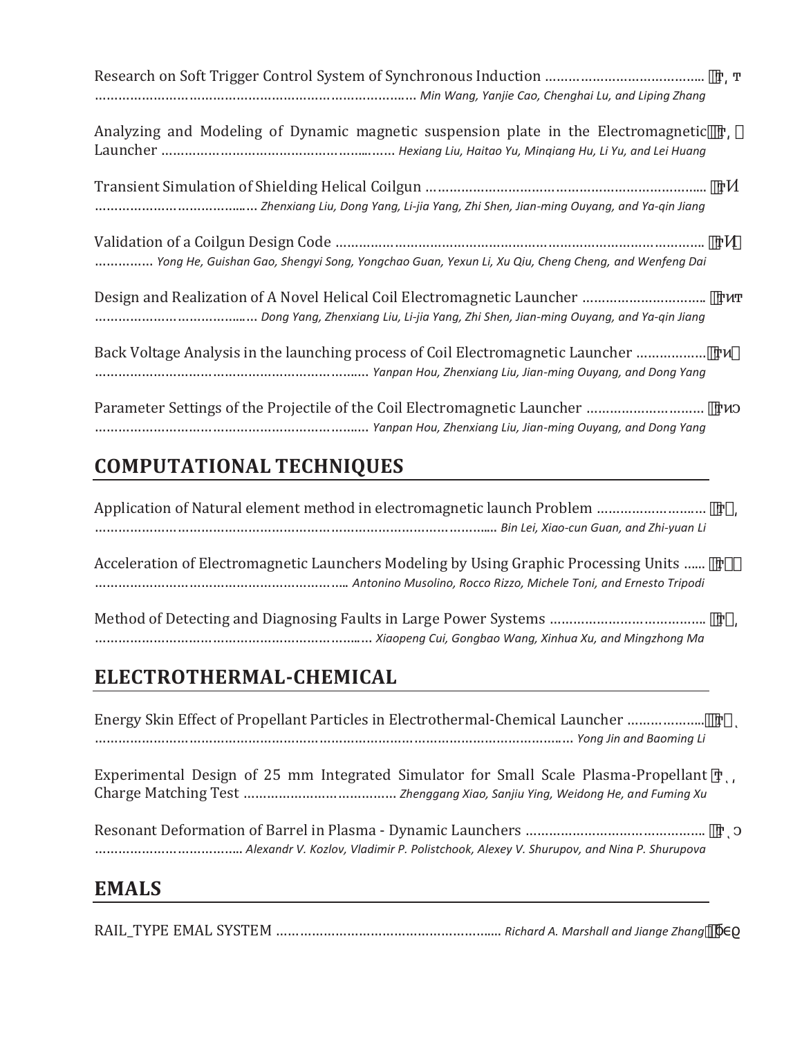Research on Soft Trigger Control System of Synchronous Induction ……………………………………
……………………………………………………………………… *Min Wang, Yanjie Cao, Chenghai Lu, and Liping Zhang*

Analyzing and Modeling of Dynamic magnetic suspension plate in the Electromagnetic Launcher ……………………………………………… *Hexiang Liu, Haitao Yu, Minqiang Hu, Li Yu, and Lei Huang*

Transient Simulation of Shielding Helical Coilgun ………………………………………………………………
………………………………… *Zhenxiang Liu, Dong Yang, Li-jia Yang, Zhi Shen, Jian-ming Ouyang, and Ya-qin Jiang*

Validation of a Coilgun Design Code ……………………………………………………………………………………
…………… *Yong He, Guishan Gao, Shengyi Song, Yongchao Guan, Yexun Li, Xu Qiu, Cheng Cheng, and Wenfeng Dai*

Design and Realization of A Novel Helical Coil Electromagnetic Launcher …………………………
………………………………… *Dong Yang, Zhenxiang Liu, Li-jia Yang, Zhi Shen, Jian-ming Ouyang, and Ya-qin Jiang*

Back Voltage Analysis in the launching process of Coil Electromagnetic Launcher ……………
…………………………………………………………… *Yanpan Hou, Zhenxiang Liu, Jian-ming Ouyang, and Dong Yang*

Parameter Settings of the Projectile of the Coil Electromagnetic Launcher ………………………
…………………………………………………………… *Yanpan Hou, Zhenxiang Liu, Jian-ming Ouyang, and Dong Yang*

## COMPUTATIONAL TECHNIQUES

Application of Natural element method in electromagnetic launch Problem ………………………
……………………………………………………………………………………… *Bin Lei, Xiao-cun Guan, and Zhi-yuan Li*

Acceleration of Electromagnetic Launchers Modeling by Using Graphic Processing Units ……
…………………………………………………… *Antonino Musolino, Rocco Rizzo, Michele Toni, and Ernesto Tripodi*

Method of Detecting and Diagnosing Faults in Large Power Systems …………………………………
…………………………………………………………… *Xiaopeng Cui, Gongbao Wang, Xinhua Xu, and Mingzhong Ma*

## ELECTROTHERMAL-CHEMICAL

Energy Skin Effect of Propellant Particles in Electrothermal-Chemical Launcher ………………
…………………………………………………………………………………………………… *Yong Jin and Baoming Li*

Experimental Design of 25 mm Integrated Simulator for Small Scale Plasma-Propellant Charge Matching Test ………………………………… *Zhenggang Xiao, Sanjiu Ying, Weidong He, and Fuming Xu*

Resonant Deformation of Barrel in Plasma - Dynamic Launchers ………………………………………
……………………………… *Alexandr V. Kozlov, Vladimir P. Polistchook, Alexey V. Shurupov, and Nina P. Shurupova*

## EMALS

RAIL_TYPE EMAL SYSTEM ………………………………………………… *Richard A. Marshall and Jiange Zhang*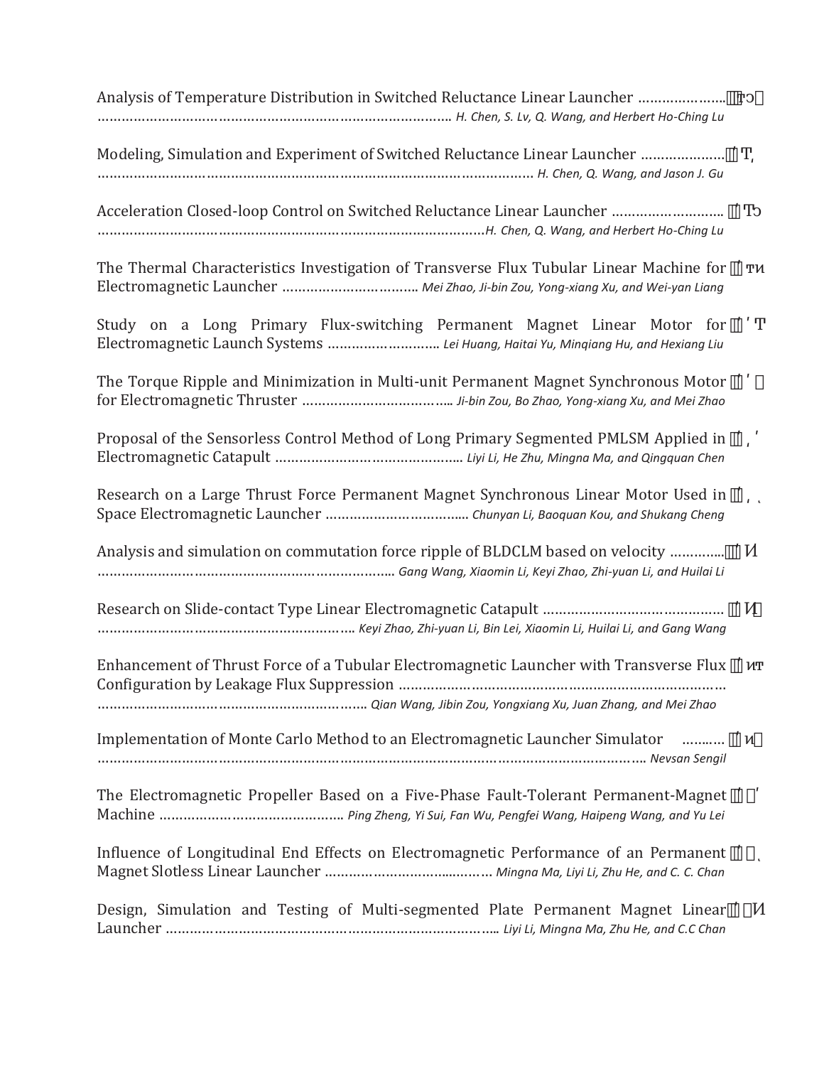Analysis of Temperature Distribution in Switched Reluctance Linear Launcher …………………

……………………………………………………………………………… *H. Chen, S. Lv, Q. Wang, and Herbert Ho-Ching Lu*

Modeling, Simulation and Experiment of Switched Reluctance Linear Launcher …………………

………………………………………………………………………………………………… *H. Chen, Q. Wang, and Jason J. Gu*

Acceleration Closed-loop Control on Switched Reluctance Linear Launcher ………………………

…………………………………………………………………………………………*H. Chen, Q. Wang, and Herbert Ho-Ching Lu*

The Thermal Characteristics Investigation of Transverse Flux Tubular Linear Machine for Electromagnetic Launcher …………………………… *Mei Zhao, Ji-bin Zou, Yong-xiang Xu, and Wei-yan Liang*

Study on a Long Primary Flux-switching Permanent Magnet Linear Motor for Electromagnetic Launch Systems ……………………… *Lei Huang, Haitai Yu, Minqiang Hu, and Hexiang Liu*

The Torque Ripple and Minimization in Multi-unit Permanent Magnet Synchronous Motor for Electromagnetic Thruster ……………………………… *Ji-bin Zou, Bo Zhao, Yong-xiang Xu, and Mei Zhao*

Proposal of the Sensorless Control Method of Long Primary Segmented PMLSM Applied in Electromagnetic Catapult ……………………………………… *Liyi Li, He Zhu, Mingna Ma, and Qingquan Chen*

Research on a Large Thrust Force Permanent Magnet Synchronous Linear Motor Used in Space Electromagnetic Launcher ……………………………… *Chunyan Li, Baoquan Kou, and Shukang Cheng*

Analysis and simulation on commutation force ripple of BLDCLM based on velocity ………….

……………………………………………………………… *Gang Wang, Xiaomin Li, Keyi Zhao, Zhi-yuan Li, and Huilai Li*

Research on Slide-contact Type Linear Electromagnetic Catapult ………………………………………

……………………………………………………… *Keyi Zhao, Zhi-yuan Li, Bin Lei, Xiaomin Li, Huilai Li, and Gang Wang*

Enhancement of Thrust Force of a Tubular Electromagnetic Launcher with Transverse Flux Configuration by Leakage Flux Suppression ………………………………………………………………………

……………………………………………………………… *Qian Wang, Jibin Zou, Yongxiang Xu, Juan Zhang, and Mei Zhao*

Implementation of Monte Carlo Method to an Electromagnetic Launcher Simulator ……….

……………………………………………………………………………………………………………………… *Nevsan Sengil*

The Electromagnetic Propeller Based on a Five-Phase Fault-Tolerant Permanent-Magnet Machine ……………………………………… *Ping Zheng, Yi Sui, Fan Wu, Pengfei Wang, Haipeng Wang, and Yu Lei*

Influence of Longitudinal End Effects on Electromagnetic Performance of an Permanent Magnet Slotless Linear Launcher ………………………………… *Mingna Ma, Liyi Li, Zhu He, and C. C. Chan*

Design, Simulation and Testing of Multi-segmented Plate Permanent Magnet Linear Launcher ………………………………………………………………………… *Liyi Li, Mingna Ma, Zhu He, and C.C Chan*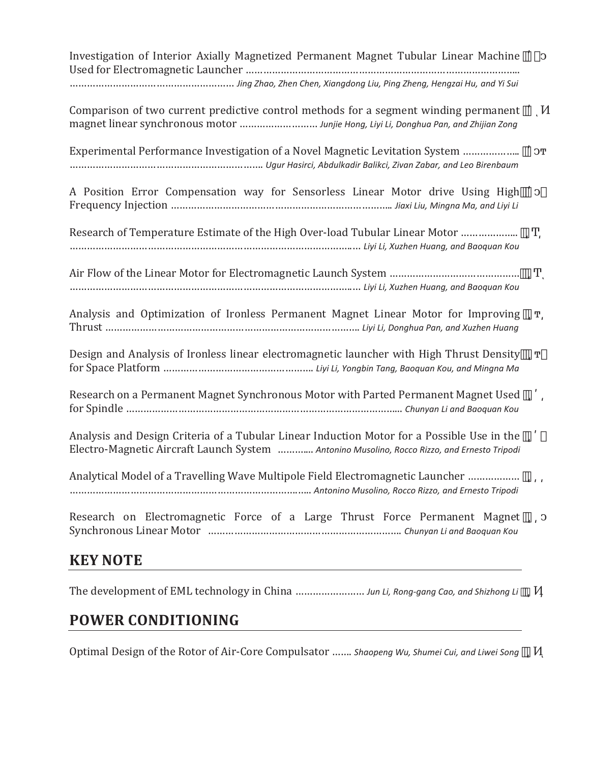Investigation of Interior Axially Magnetized Permanent Magnet Tubular Linear Machine Used for Electromagnetic Launcher ........................................................................................................................................... *Jing Zhao, Zhen Chen, Xiangdong Liu, Ping Zheng, Hengzai Hu, and Yi Sui*

Comparison of two current predictive control methods for a segment winding permanent magnet linear synchronous motor ........................ *Junjie Hong, Liyi Li, Donghua Pan, and Zhijian Zong*

Experimental Performance Investigation of a Novel Magnetic Levitation System .................. ................................................................ *Ugur Hasirci, Abdulkadir Balikci, Zivan Zabar, and Leo Birenbaum*

A Position Error Compensation way for Sensorless Linear Motor drive Using High Frequency Injection ........................................................................ *Jiaxi Liu, Mingna Ma, and Liyi Li*

Research of Temperature Estimate of the High Over-load Tubular Linear Motor .................. ............................................................................................... *Liyi Li, Xuzhen Huang, and Baoquan Kou*

Air Flow of the Linear Motor for Electromagnetic Launch System ........................................... ............................................................................................... *Liyi Li, Xuzhen Huang, and Baoquan Kou*

Analysis and Optimization of Ironless Permanent Magnet Linear Motor for Improving Thrust .................................................................................. *Liyi Li, Donghua Pan, and Xuzhen Huang*

Design and Analysis of Ironless linear electromagnetic launcher with High Thrust Density for Space Platform ............................................... *Liyi Li, Yongbin Tang, Baoquan Kou, and Mingna Ma*

Research on a Permanent Magnet Synchronous Motor with Parted Permanent Magnet Used for Spindle ....................................................................................... *Chunyan Li and Baoquan Kou*

Analysis and Design Criteria of a Tubular Linear Induction Motor for a Possible Use in the Electro-Magnetic Aircraft Launch System ............ *Antonino Musolino, Rocco Rizzo, and Ernesto Tripodi*

Analytical Model of a Travelling Wave Multipole Field Electromagnetic Launcher ................. ........................................................................... *Antonino Musolino, Rocco Rizzo, and Ernesto Tripodi*

Research on Electromagnetic Force of a Large Thrust Force Permanent Magnet Synchronous Linear Motor ........................................................... *Chunyan Li and Baoquan Kou*

## KEY NOTE

The development of EML technology in China ........................ *Jun Li, Rong-gang Cao, and Shizhong Li*

## POWER CONDITIONING

Optimal Design of the Rotor of Air-Core Compulsator ....... *Shaopeng Wu, Shumei Cui, and Liwei Song*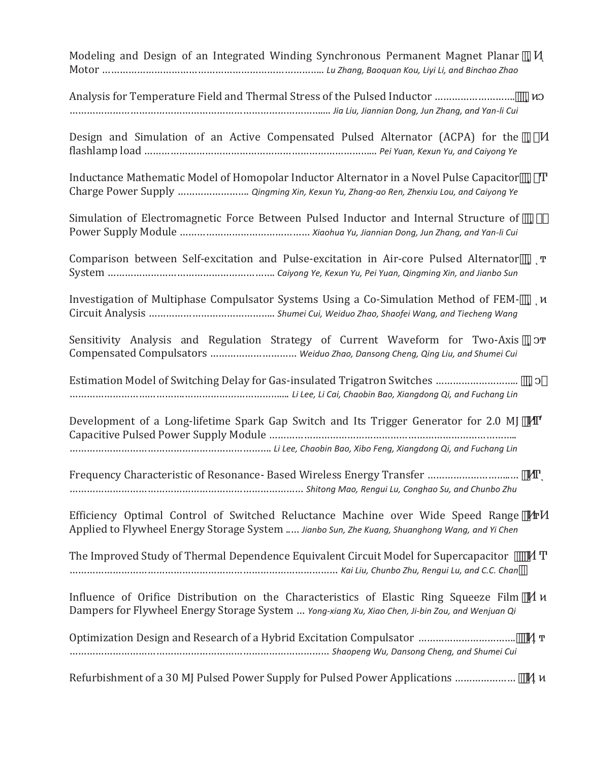Modeling and Design of an Integrated Winding Synchronous Permanent Magnet Planar Motor …………………………………………………………………….. *Lu Zhang, Baoquan Kou, Liyi Li, and Binchao Zhao*

Analysis for Temperature Field and Thermal Stress of the Pulsed Inductor ……………………… …………………………………………………………………………….... *Jia Liu, Jiannian Dong, Jun Zhang, and Yan-li Cui*

Design and Simulation of an Active Compensated Pulsed Alternator (ACPA) for the flashlamp load ……………………………………………………………………... *Pei Yuan, Kexun Yu, and Caiyong Ye*

Inductance Mathematic Model of Homopolar Inductor Alternator in a Novel Pulse Capacitor Charge Power Supply …………………… *Qingming Xin, Kexun Yu, Zhang-ao Ren, Zhenxiu Lou, and Caiyong Ye*

Simulation of Electromagnetic Force Between Pulsed Inductor and Internal Structure of Power Supply Module ……………………………………… *Xiaohua Yu, Jiannian Dong, Jun Zhang, and Yan-li Cui*

Comparison between Self-excitation and Pulse-excitation in Air-core Pulsed Alternator System ……………………………………………….. *Caiyong Ye, Kexun Yu, Pei Yuan, Qingming Xin, and Jianbo Sun*

Investigation of Multiphase Compulsator Systems Using a Co-Simulation Method of FEM-Circuit Analysis …………………………………….. *Shumei Cui, Weiduo Zhao, Shaofei Wang, and Tiecheng Wang*

Sensitivity Analysis and Regulation Strategy of Current Waveform for Two-Axis Compensated Compulsators ………………………… *Weiduo Zhao, Dansong Cheng, Qing Liu, and Shumei Cui*

Estimation Model of Switching Delay for Gas-insulated Trigatron Switches ……………………….. ……………………….……………………………………….... *Li Lee, Li Cai, Chaobin Bao, Xiangdong Qi, and Fuchang Lin*

Development of a Long-lifetime Spark Gap Switch and Its Trigger Generator for 2.0 MJ Capacitive Pulsed Power Supply Module ……………………………………………………………………….. ……………………………………………………….. *Li Lee, Chaobin Bao, Xibo Feng, Xiangdong Qi, and Fuchang Lin*

Frequency Characteristic of Resonance- Based Wireless Energy Transfer ……………………..… ………………………………………………………………………… *Shitong Mao, Rengui Lu, Conghao Su, and Chunbo Zhu*

Efficiency Optimal Control of Switched Reluctance Machine over Wide Speed Range Applied to Flywheel Energy Storage System ..… *Jianbo Sun, Zhe Kuang, Shuanghong Wang, and Yi Chen*

The Improved Study of Thermal Dependence Equivalent Circuit Model for Supercapacitor ……………………………………………………………………………… *Kai Liu, Chunbo Zhu, Rengui Lu, and C.C. Chan*

Influence of Orifice Distribution on the Characteristics of Elastic Ring Squeeze Film Dampers for Flywheel Energy Storage System … *Yong-xiang Xu, Xiao Chen, Ji-bin Zou, and Wenjuan Qi*

Optimization Design and Research of a Hybrid Excitation Compulsator …………………………… …………………………………………………………………………… *Shaopeng Wu, Dansong Cheng, and Shumei Cui*

Refurbishment of a 30 MJ Pulsed Power Supply for Pulsed Power Applications …………………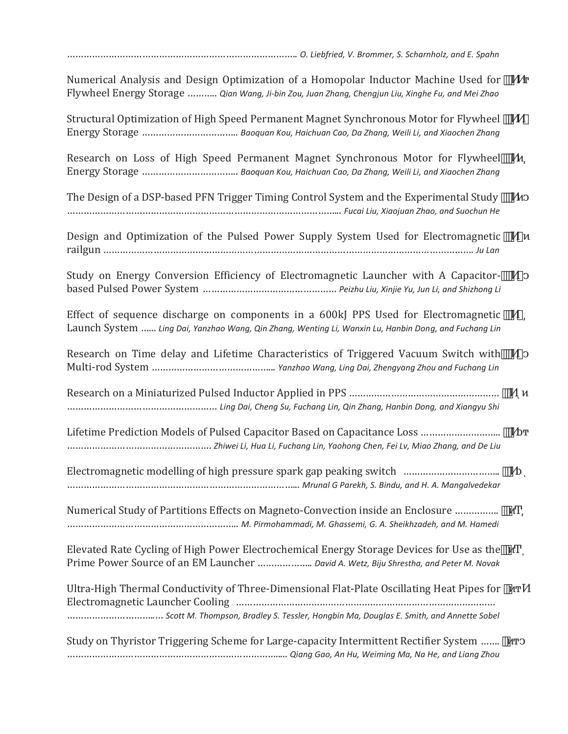………………………………………………………………………….. *O. Liebfried, V. Brommer, S. Scharnholz, and E. Spahn*

Numerical Analysis and Design Optimization of a Homopolar Inductor Machine Used for Flywheel Energy Storage ……….. *Qian Wang, Ji-bin Zou, Juan Zhang, Chengjun Liu, Xinghe Fu, and Mei Zhao*

Structural Optimization of High Speed Permanent Magnet Synchronous Motor for Flywheel Energy Storage …………………………….. *Baoquan Kou, Haichuan Cao, Da Zhang, Weili Li, and Xiaochen Zhang*

Research on Loss of High Speed Permanent Magnet Synchronous Motor for Flywheel Energy Storage …………………………….. *Baoquan Kou, Haichuan Cao, Da Zhang, Weili Li, and Xiaochen Zhang*

The Design of a DSP-based PFN Trigger Timing Control System and the Experimental Study ……………………………………………………………………………….... *Fucai Liu, Xiaojuan Zhao, and Suochun He*

Design and Optimization of the Pulsed Power Supply System Used for Electromagnetic railgun ………………………………………………………………………………………………………….. *Ju Lan*

Study on Energy Conversion Efficiency of Electromagnetic Launcher with A Capacitor-based Pulsed Power System ………………………………………… *Peizhu Liu, Xinjie Yu, Jun Li, and Shizhong Li*

Effect of sequence discharge on components in a 600kJ PPS Used for Electromagnetic Launch System …... *Ling Dai, Yanzhao Wang, Qin Zhang, Wenting Li, Wanxin Lu, Hanbin Dong, and Fuchang Lin*

Research on Time delay and Lifetime Characteristics of Triggered Vacuum Switch with Multi-rod System …………………………………….. *Yanzhao Wang, Ling Dai, Zhengyang Zhou and Fuchang Lin*

Research on a Miniaturized Pulsed Inductor Applied in PPS ……………………………………………… ……………………………………………… *Ling Dai, Cheng Su, Fuchang Lin, Qin Zhang, Hanbin Dong, and Xiangyu Shi*

Lifetime Prediction Models of Pulsed Capacitor Based on Capacitance Loss ……………………….. …………………………………………… *Zhiwei Li, Hua Li, Fuchang Lin, Yaohong Chen, Fei Lv, Miao Zhang, and De Liu*

Electromagnetic modelling of high pressure spark gap peaking switch …………………………... ………………………………………………………………………... *Mrunal G Parekh, S. Bindu, and H. A. Mangalvedekar*

Numerical Study of Partitions Effects on Magneto-Convection inside an Enclosure …………….. …………………………………………………….. *M. Pirmohammadi, M. Ghassemi, G. A. Sheikhzadeh, and M. Hamedi*

Elevated Rate Cycling of High Power Electrochemical Energy Storage Devices for Use as the Prime Power Source of an EM Launcher ……………... *David A. Wetz, Biju Shrestha, and Peter M. Novak*

Ultra-High Thermal Conductivity of Three-Dimensional Flat-Plate Oscillating Heat Pipes for Electromagnetic Launcher Cooling ………………………………………………………………………………… …………………………..… *Scott M. Thompson, Bradley S. Tessler, Hongbin Ma, Douglas E. Smith, and Annette Sobel*

Study on Thyristor Triggering Scheme for Large-capacity Intermittent Rectifier System ……. ……………………………………………………………...... *Qiang Gao, An Hu, Weiming Ma, Na He, and Liang Zhou*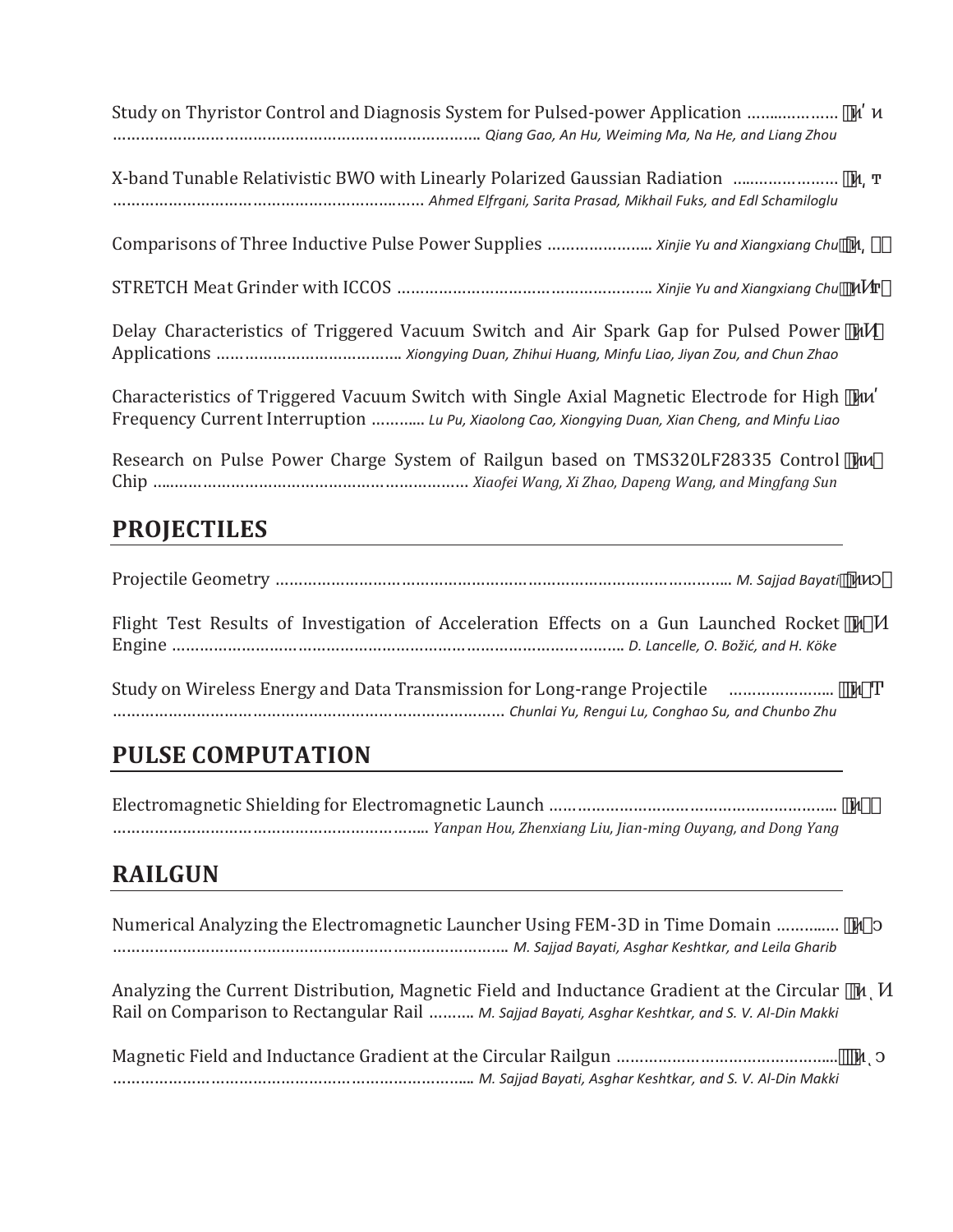Study on Thyristor Control and Diagnosis System for Pulsed-power Application ……..………… 
………………………………………………………………….. *Qiang Gao, An Hu, Weiming Ma, Na He, and Liang Zhou*

X-band Tunable Relativistic BWO with Linearly Polarized Gaussian Radiation ………………… 
…………………………………………………….…… *Ahmed Elfrgani, Sarita Prasad, Mikhail Fuks, and Edl Schamiloglu*

Comparisons of Three Inductive Pulse Power Supplies ………………….. *Xinjie Yu and Xiangxiang Chu*

STRETCH Meat Grinder with ICCOS ……………………………………………….. *Xinjie Yu and Xiangxiang Chu*

Delay Characteristics of Triggered Vacuum Switch and Air Spark Gap for Pulsed Power Applications ………………………………….. *Xiongying Duan, Zhihui Huang, Minfu Liao, Jiyan Zou, and Chun Zhao*

Characteristics of Triggered Vacuum Switch with Single Axial Magnetic Electrode for High Frequency Current Interruption ……….. *Lu Pu, Xiaolong Cao, Xiongying Duan, Xian Cheng, and Minfu Liao*

Research on Pulse Power Charge System of Railgun based on TMS320LF28335 Control Chip …..………………………………………………………… *Xiaofei Wang, Xi Zhao, Dapeng Wang, and Mingfang Sun*

## PROJECTILES

Projectile Geometry …………………………………………………………………………………….. *M. Sajjad Bayati*

Flight Test Results of Investigation of Acceleration Effects on a Gun Launched Rocket Engine …………………………………………………………………………………….. *D. Lancelle, O. Božić, and H. Köke*

Study on Wireless Energy and Data Transmission for Long-range Projectile ………………….. 
………………………………………………………………………… *Chunlai Yu, Rengui Lu, Conghao Su, and Chunbo Zhu*

## PULSE COMPUTATION

Electromagnetic Shielding for Electromagnetic Launch …………………………………………………….. 
……………………………………………………….. *Yanpan Hou, Zhenxiang Liu, Jian-ming Ouyang, and Dong Yang*

## RAILGUN

Numerical Analyzing the Electromagnetic Launcher Using FEM-3D in Time Domain …….…… 
………………………………………………………………………….. *M. Sajjad Bayati, Asghar Keshtkar, and Leila Gharib*

Analyzing the Current Distribution, Magnetic Field and Inductance Gradient at the Circular Rail on Comparison to Rectangular Rail ………. *M. Sajjad Bayati, Asghar Keshtkar, and S. V. Al-Din Makki*

Magnetic Field and Inductance Gradient at the Circular Railgun ………………………………….. 
…………………………………………………………………... *M. Sajjad Bayati, Asghar Keshtkar, and S. V. Al-Din Makki*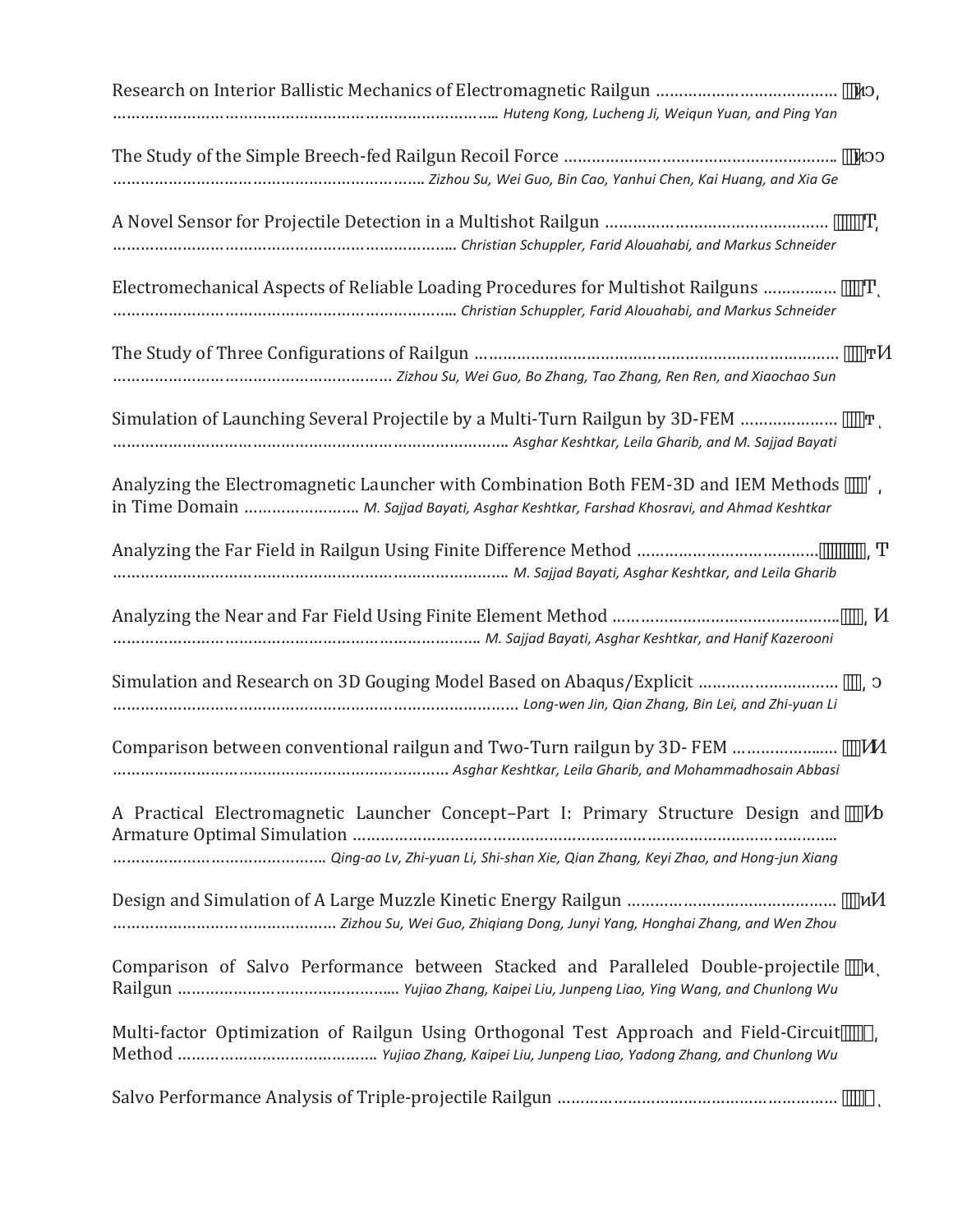Research on Interior Ballistic Mechanics of Electromagnetic Railgun ………………………………… 
……………………………………………………………………….. *Huteng Kong, Lucheng Ji, Weiqun Yuan, and Ping Yan*

The Study of the Simple Breech-fed Railgun Recoil Force ………………………………………………… 
………………………………………………………….. *Zizhou Su, Wei Guo, Bin Cao, Yanhui Chen, Kai Huang, and Xia Ge*

A Novel Sensor for Projectile Detection in a Multishot Railgun ………………………………………… 
……………………………………………………………….. *Christian Schuppler, Farid Alouahabi, and Markus Schneider*

Electromechanical Aspects of Reliable Loading Procedures for Multishot Railguns …………… 
……………………………………………………………….. *Christian Schuppler, Farid Alouahabi, and Markus Schneider*

The Study of Three Configurations of Railgun ……………………………………………………………… 
…………………………………………………… *Zizhou Su, Wei Guo, Bo Zhang, Tao Zhang, Ren Ren, and Xiaochao Sun*

Simulation of Launching Several Projectile by a Multi-Turn Railgun by 3D-FEM ………………… 
………………………………………………………………………….. *Asghar Keshtkar, Leila Gharib, and M. Sajjad Bayati*

Analyzing the Electromagnetic Launcher with Combination Both FEM-3D and IEM Methods in Time Domain …………………… *M. Sajjad Bayati, Asghar Keshtkar, Farshad Khosravi, and Ahmad Keshtkar*

Analyzing the Far Field in Railgun Using Finite Difference Method ………………………………… 
………………………………………………………………………….. *M. Sajjad Bayati, Asghar Keshtkar, and Leila Gharib*

Analyzing the Near and Far Field Using Finite Element Method ………………………………………… 
…………………………………………………………………….. *M. Sajjad Bayati, Asghar Keshtkar, and Hanif Kazerooni*

Simulation and Research on 3D Gouging Model Based on Abaqus/Explicit ………………………… 
……………………………………………………………………………… *Long-wen Jin, Qian Zhang, Bin Lei, and Zhi-yuan Li*

Comparison between conventional railgun and Two-Turn railgun by 3D- FEM ………………… 
……………………………………………………………… *Asghar Keshtkar, Leila Gharib, and Mohammadhosain Abbasi*

A Practical Electromagnetic Launcher Concept–Part I: Primary Structure Design and Armature Optimal Simulation ……………………………………………………………………………………… 
……………………………………… *Qing-ao Lv, Zhi-yuan Li, Shi-shan Xie, Qian Zhang, Keyi Zhao, and Hong-jun Xiang*

Design and Simulation of A Large Muzzle Kinetic Energy Railgun ……………………………………… 
………………………………………… *Zizhou Su, Wei Guo, Zhiqiang Dong, Junyi Yang, Honghai Zhang, and Wen Zhou*

Comparison of Salvo Performance between Stacked and Paralleled Double-projectile Railgun ……………………………………… *Yujiao Zhang, Kaipei Liu, Junpeng Liao, Ying Wang, and Chunlong Wu*

Multi-factor Optimization of Railgun Using Orthogonal Test Approach and Field-Circuit Method …………………………………… *Yujiao Zhang, Kaipei Liu, Junpeng Liao, Yadong Zhang, and Chunlong Wu*

Salvo Performance Analysis of Triple-projectile Railgun ……………………………………………………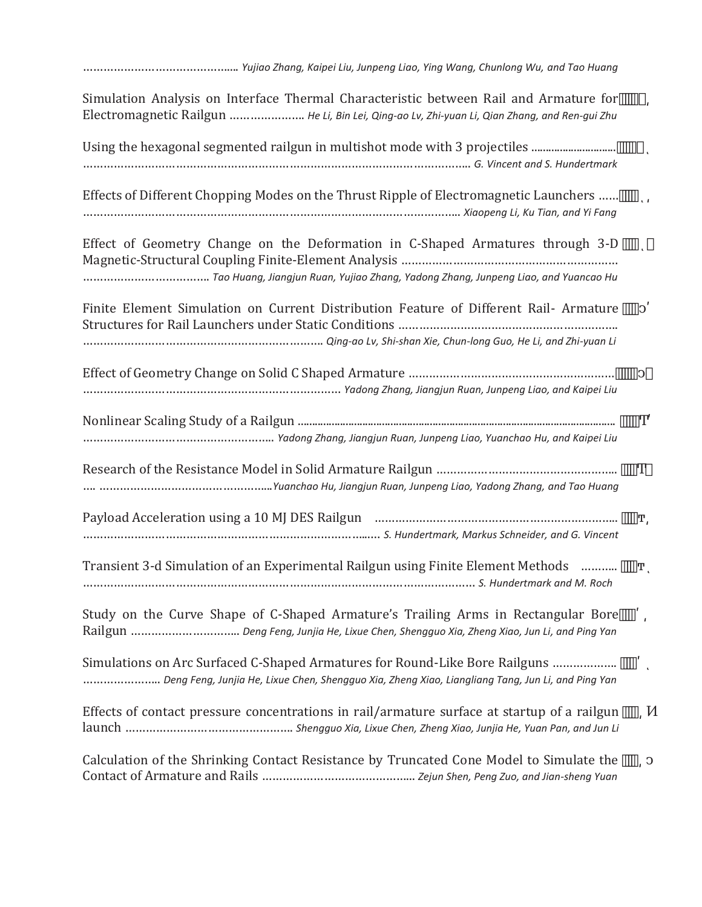…………………………………….... *Yujiao Zhang, Kaipei Liu, Junpeng Liao, Ying Wang, Chunlong Wu, and Tao Huang*

Simulation Analysis on Interface Thermal Characteristic between Rail and Armature for Electromagnetic Railgun …………………. *He Li, Bin Lei, Qing-ao Lv, Zhi-yuan Li, Qian Zhang, and Ren-gui Zhu*

Using the hexagonal segmented railgun in multishot mode with 3 projectiles ............................. ……………………………………………………………………………………………….. *G. Vincent and S. Hundertmark*

Effects of Different Chopping Modes on the Thrust Ripple of Electromagnetic Launchers …… ……………………………………………………………………………………………….. *Xiaopeng Li, Ku Tian, and Yi Fang*

Effect of Geometry Change on the Deformation in C-Shaped Armatures through 3-D Magnetic-Structural Coupling Finite-Element Analysis ……………………………………………………… ……………………………….. *Tao Huang, Jiangjun Ruan, Yujiao Zhang, Yadong Zhang, Junpeng Liao, and Yuancao Hu*

Finite Element Simulation on Current Distribution Feature of Different Rail- Armature Structures for Rail Launchers under Static Conditions ……………………………………………………. ……………………………………………………………. *Qing-ao Lv, Shi-shan Xie, Chun-long Guo, He Li, and Zhi-yuan Li*

Effect of Geometry Change on Solid C Shaped Armature ………………………………………………… ……………………………………………………………… *Yadong Zhang, Jiangjun Ruan, Junpeng Liao, and Kaipei Liu*

Nonlinear Scaling Study of a Railgun .................................................................................................. ……………………………………………….. *Yadong Zhang, Jiangjun Ruan, Junpeng Liao, Yuanchao Hu, and Kaipei Liu*

Research of the Resistance Model in Solid Armature Railgun …………………………………………... …. …………………………………………...*Yuanchao Hu, Jiangjun Ruan, Junpeng Liao, Yadong Zhang, and Tao Huang*

Payload Acceleration using a 10 MJ DES Railgun ……………………………………………………………... …………………………………………………………………...…. *S. Hundertmark, Markus Schneider, and G. Vincent*

Transient 3-d Simulation of an Experimental Railgun using Finite Element Methods ……….. ………………………………………………………………………………………………… *S. Hundertmark and M. Roch*

Study on the Curve Shape of C-Shaped Armature's Trailing Arms in Rectangular Bore Railgun ………………………….. *Deng Feng, Junjia He, Lixue Chen, Shengguo Xia, Zheng Xiao, Jun Li, and Ping Yan*

Simulations on Arc Surfaced C-Shaped Armatures for Round-Like Bore Railguns ……………... ………………….. *Deng Feng, Junjia He, Lixue Chen, Shengguo Xia, Zheng Xiao, Liangliang Tang, Jun Li, and Ping Yan*

Effects of contact pressure concentrations in rail/armature surface at startup of a railgun launch ………………………………………….. *Shengguo Xia, Lixue Chen, Zheng Xiao, Junjia He, Yuan Pan, and Jun Li*

Calculation of the Shrinking Contact Resistance by Truncated Cone Model to Simulate the Contact of Armature and Rails …………………………………….. *Zejun Shen, Peng Zuo, and Jian-sheng Yuan*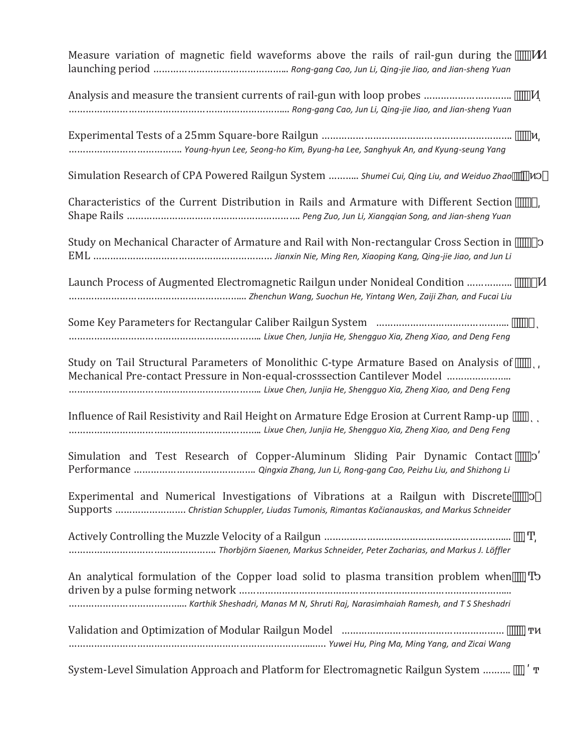Measure variation of magnetic field waveforms above the rails of rail-gun during the launching period ……………………………………….. *Rong-gang Cao, Jun Li, Qing-jie Jiao, and Jian-sheng Yuan*

Analysis and measure the transient currents of rail-gun with loop probes ………………………… *Rong-gang Cao, Jun Li, Qing-jie Jiao, and Jian-sheng Yuan*

Experimental Tests of a 25mm Square-bore Railgun ………………………………………………………….. *Young-hyun Lee, Seong-ho Kim, Byung-ha Lee, Sanghyuk An, and Kyung-seung Yang*

Simulation Research of CPA Powered Railgun System ……….. *Shumei Cui, Qing Liu, and Weiduo Zhao*

Characteristics of the Current Distribution in Rails and Armature with Different Section Shape Rails …………………………………………………. *Peng Zuo, Jun Li, Xiangqian Song, and Jian-sheng Yuan*

Study on Mechanical Character of Armature and Rail with Non-rectangular Cross Section in EML ……………………………………………………… *Jianxin Nie, Ming Ren, Xiaoping Kang, Qing-jie Jiao, and Jun Li*

Launch Process of Augmented Electromagnetic Railgun under Nonideal Condition ……………. *Zhenchun Wang, Suochun He, Yintang Wen, Zaiji Zhan, and Fucai Liu*

Some Key Parameters for Rectangular Caliber Railgun System ……………………………………….. *Lixue Chen, Junjia He, Shengguo Xia, Zheng Xiao, and Deng Feng*

Study on Tail Structural Parameters of Monolithic C-type Armature Based on Analysis of Mechanical Pre-contact Pressure in Non-equal-crosssection Cantilever Model ………………….. *Lixue Chen, Junjia He, Shengguo Xia, Zheng Xiao, and Deng Feng*

Influence of Rail Resistivity and Rail Height on Armature Edge Erosion at Current Ramp-up *Lixue Chen, Junjia He, Shengguo Xia, Zheng Xiao, and Deng Feng*

Simulation and Test Research of Copper-Aluminum Sliding Pair Dynamic Contact Performance ……………………………………. *Qingxia Zhang, Jun Li, Rong-gang Cao, Peizhu Liu, and Shizhong Li*

Experimental and Numerical Investigations of Vibrations at a Railgun with Discrete Supports ……………………. *Christian Schuppler, Liudas Tumonis, Rimantas Kačianauskas, and Markus Schneider*

Actively Controlling the Muzzle Velocity of a Railgun ………………………………………………………….. *Thorbjörn Siaenen, Markus Schneider, Peter Zacharias, and Markus J. Löffler*

An analytical formulation of the Copper load solid to plasma transition problem when driven by a pulse forming network ……………………………………………………………………………………. *Karthik Sheshadri, Manas M N, Shruti Raj, Narasimhaiah Ramesh, and T S Sheshadri*

Validation and Optimization of Modular Railgun Model ………………………………………………… *Yuwei Hu, Ping Ma, Ming Yang, and Zicai Wang*

System-Level Simulation Approach and Platform for Electromagnetic Railgun System ……….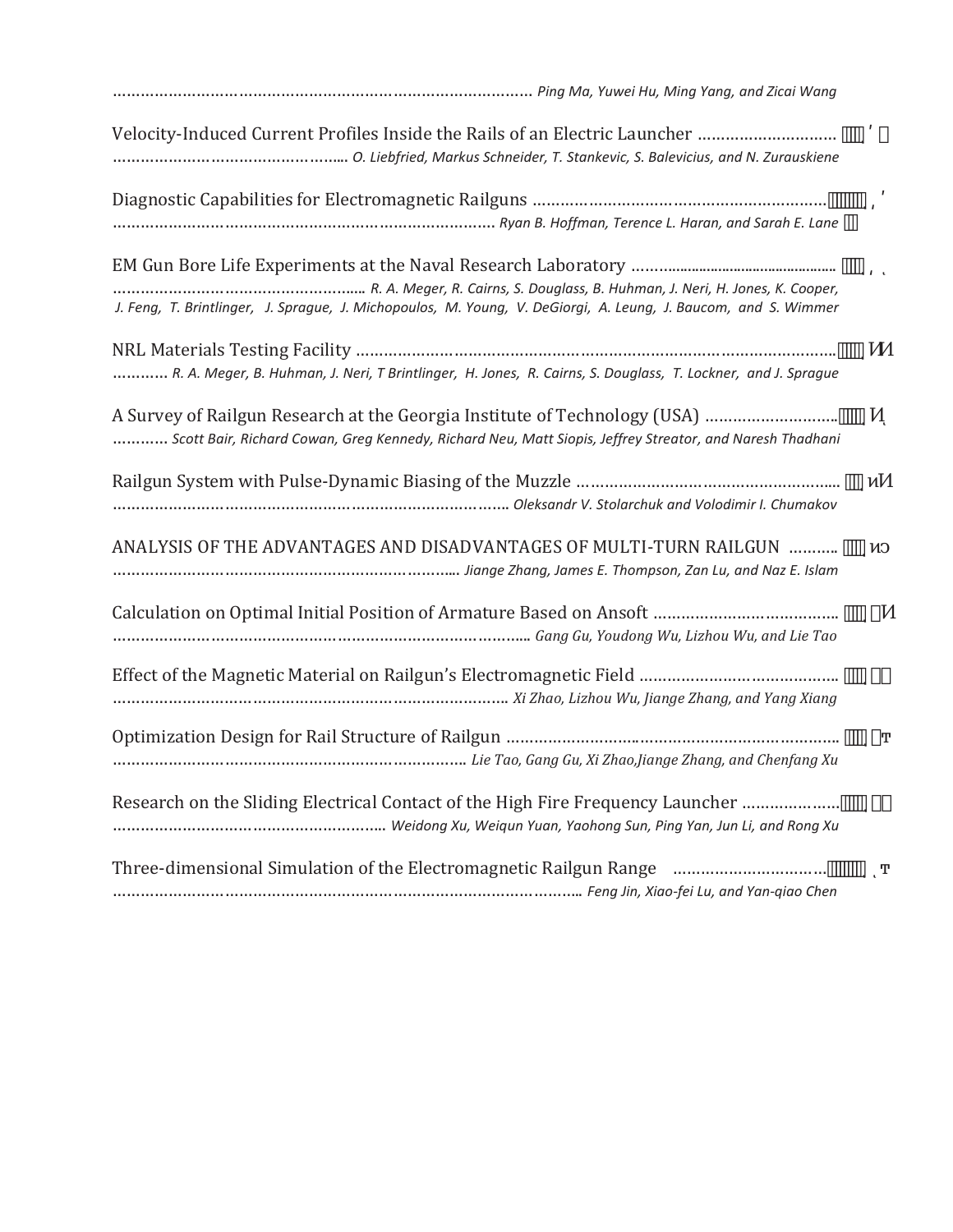…………………………………………………………………………………… *Ping Ma, Yuwei Hu, Ming Yang, and Zicai Wang*

Velocity-Induced Current Profiles Inside the Rails of an Electric Launcher …………………………
……………………………………….... *O. Liebfried, Markus Schneider, T. Stankevic, S. Balevicius, and N. Zurauskiene*

Diagnostic Capabilities for Electromagnetic Railguns ……………………………………………………………
…………………………………………………………………………… *Ryan B. Hoffman, Terence L. Haran, and Sarah E. Lane*

EM Gun Bore Life Experiments at the Naval Research Laboratory ………...........................................
……………………………………………….... *R. A. Meger, R. Cairns, S. Douglass, B. Huhman, J. Neri, H. Jones, K. Cooper, J. Feng, T. Brintlinger, J. Sprague, J. Michopoulos, M. Young, V. DeGiorgi, A. Leung, J. Baucom, and S. Wimmer*

NRL Materials Testing Facility ………………………………………………………………………………………..
………… *R. A. Meger, B. Huhman, J. Neri, T Brintlinger, H. Jones, R. Cairns, S. Douglass, T. Lockner, and J. Sprague*

A Survey of Railgun Research at the Georgia Institute of Technology (USA) ………………………..
………… *Scott Bair, Richard Cowan, Greg Kennedy, Richard Neu, Matt Siopis, Jeffrey Streator, and Naresh Thadhani*

Railgun System with Pulse-Dynamic Biasing of the Muzzle ……………………………………………...
………………………………………………………………………….. *Oleksandr V. Stolarchuk and Volodimir I. Chumakov*

ANALYSIS OF THE ADVANTAGES AND DISADVANTAGES OF MULTI-TURN RAILGUN ………..
…………………………………………………………….... *Jiange Zhang, James E. Thompson, Zan Lu, and Naz E. Islam*

Calculation on Optimal Initial Position of Armature Based on Ansoft ………………………………..
………………………………………………………………………….... *Gang Gu, Youdong Wu, Lizhou Wu, and Lie Tao*

Effect of the Magnetic Material on Railgun's Electromagnetic Field ……………………………………..
………………………………………………………………………….. *Xi Zhao, Lizhou Wu, Jiange Zhang, and Yang Xiang*

Optimization Design for Rail Structure of Railgun ……………………..…………………………………..
………………………………………………………………….. *Lie Tao, Gang Gu, Xi Zhao,Jiange Zhang, and Chenfang Xu*

Research on the Sliding Electrical Contact of the High Fire Frequency Launcher ………………….
………………………………………………….. *Weidong Xu, Weiqun Yuan, Yaohong Sun, Ping Yan, Jun Li, and Rong Xu*

Three-dimensional Simulation of the Electromagnetic Railgun Range …………………………….
……………………………………………………………………………………….. *Feng Jin, Xiao-fei Lu, and Yan-qiao Chen*